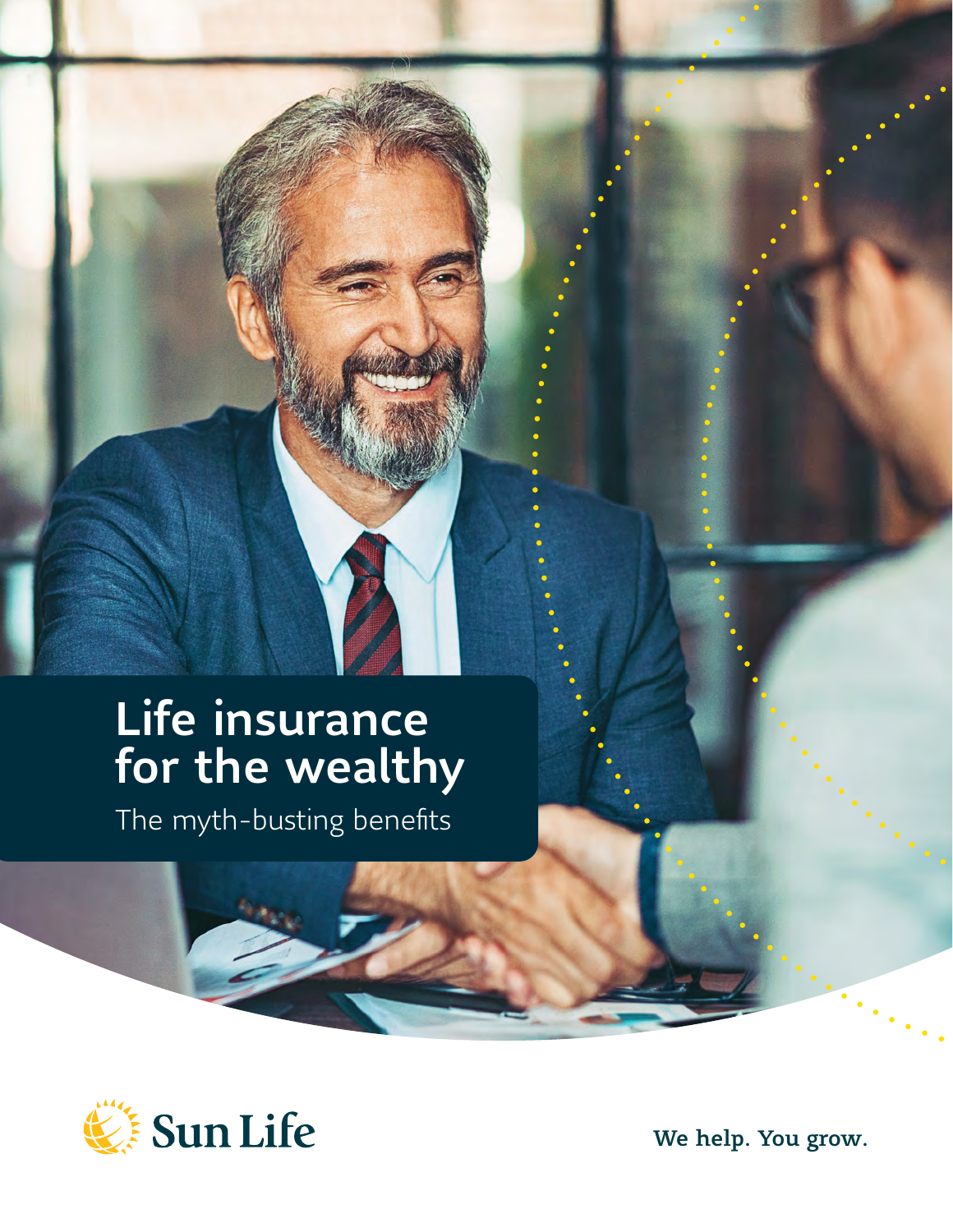# Life insurance for the wealthy

The myth-busting benefits

Sun Life

We help. You grow.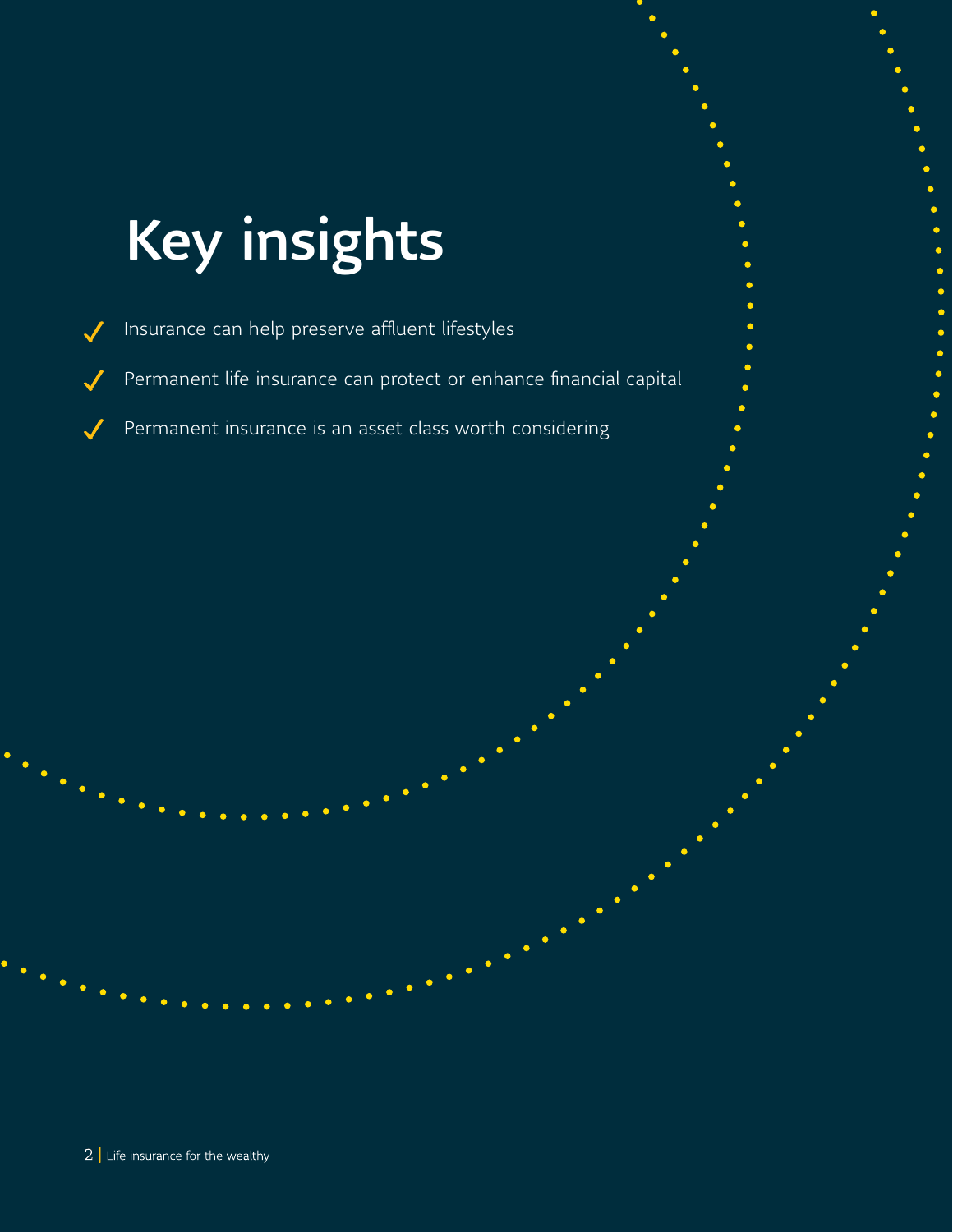# Key insights

- Insurance can help preserve affluent lifestyles
- Permanent life insurance can protect or enhance financial capital
- Permanent insurance is an asset class worth considering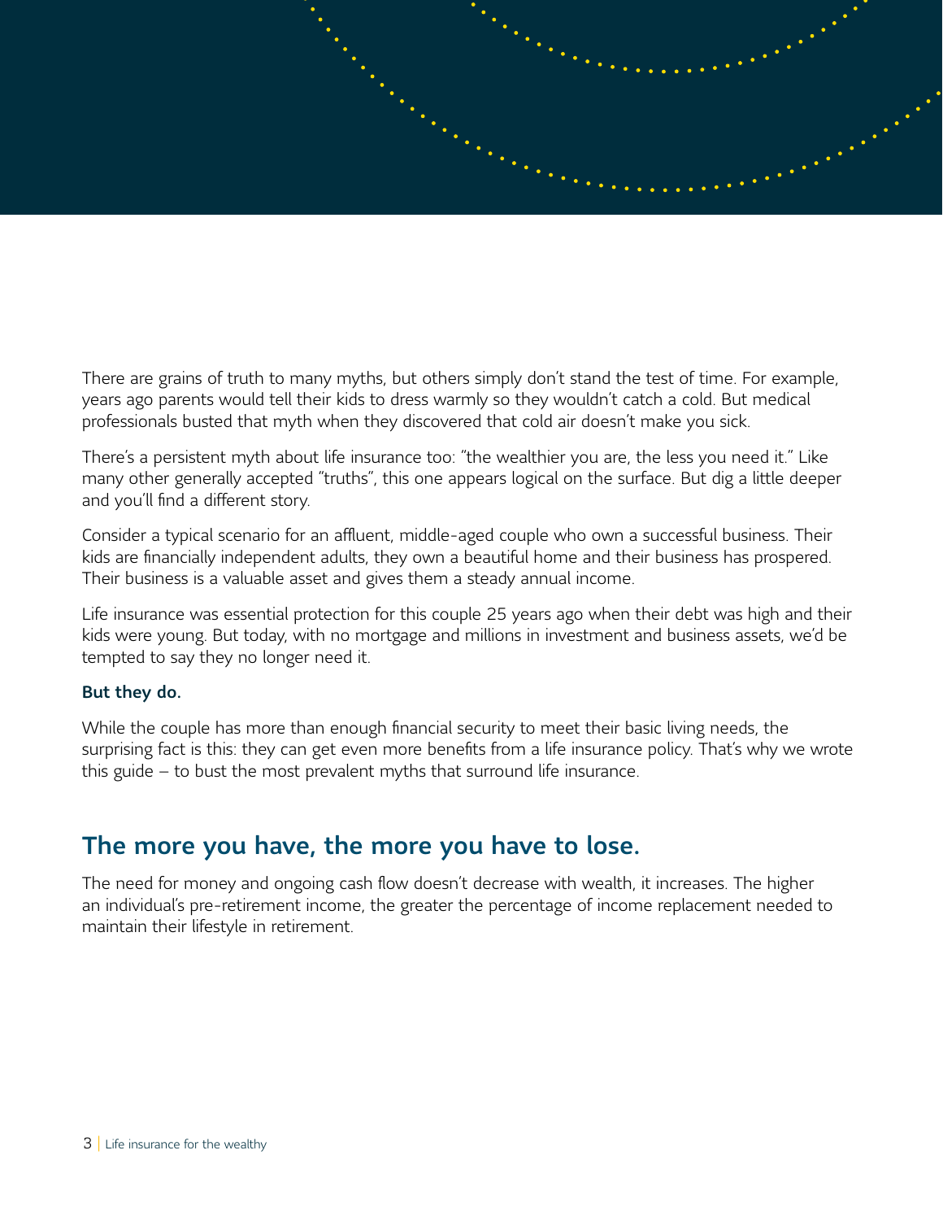There are grains of truth to many myths, but others simply don't stand the test of time. For example, years ago parents would tell their kids to dress warmly so they wouldn't catch a cold. But medical professionals busted that myth when they discovered that cold air doesn't make you sick.

There's a persistent myth about life insurance too: "the wealthier you are, the less you need it." Like many other generally accepted "truths", this one appears logical on the surface. But dig a little deeper and you'll find a different story.

Consider a typical scenario for an affluent, middle-aged couple who own a successful business. Their kids are financially independent adults, they own a beautiful home and their business has prospered. Their business is a valuable asset and gives them a steady annual income.

Life insurance was essential protection for this couple 25 years ago when their debt was high and their kids were young. But today, with no mortgage and millions in investment and business assets, we'd be tempted to say they no longer need it.

**But they do.**

While the couple has more than enough financial security to meet their basic living needs, the surprising fact is this: they can get even more benefits from a life insurance policy. That's why we wrote this guide – to bust the most prevalent myths that surround life insurance.

## The more you have, the more you have to lose.

The need for money and ongoing cash flow doesn't decrease with wealth, it increases. The higher an individual's pre-retirement income, the greater the percentage of income replacement needed to maintain their lifestyle in retirement.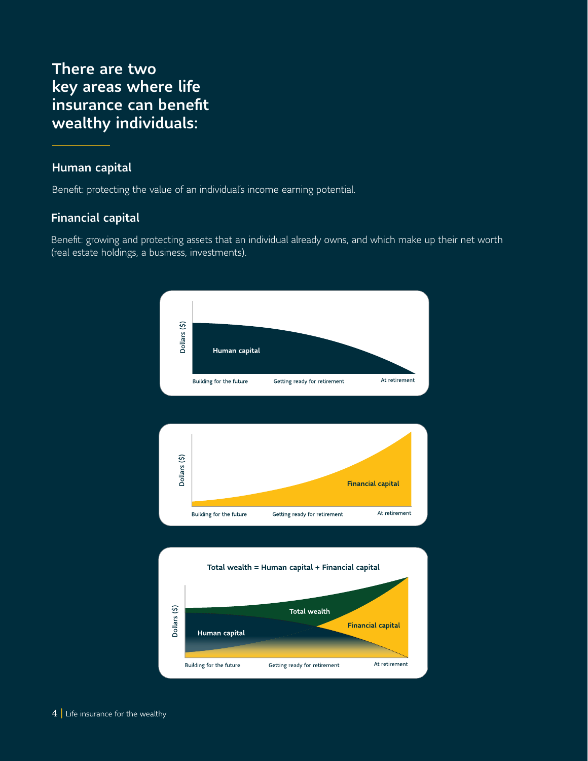# There are two key areas where life insurance can benefit wealthy individuals:

## Human capital

Benefit: protecting the value of an individual's income earning potential.

## Financial capital

Benefit: growing and protecting assets that an individual already owns, and which make up their net worth (real estate holdings, a business, investments).

Dollars ($)

Human capital

Building for the future | Getting ready for retirement | At retirement

Dollars ($)

Financial capital

Building for the future | Getting ready for retirement | At retirement

**Total wealth = Human capital + Financial capital**

Dollars ($)

Total wealth

Human capital

Financial capital

Building for the future | Getting ready for retirement | At retirement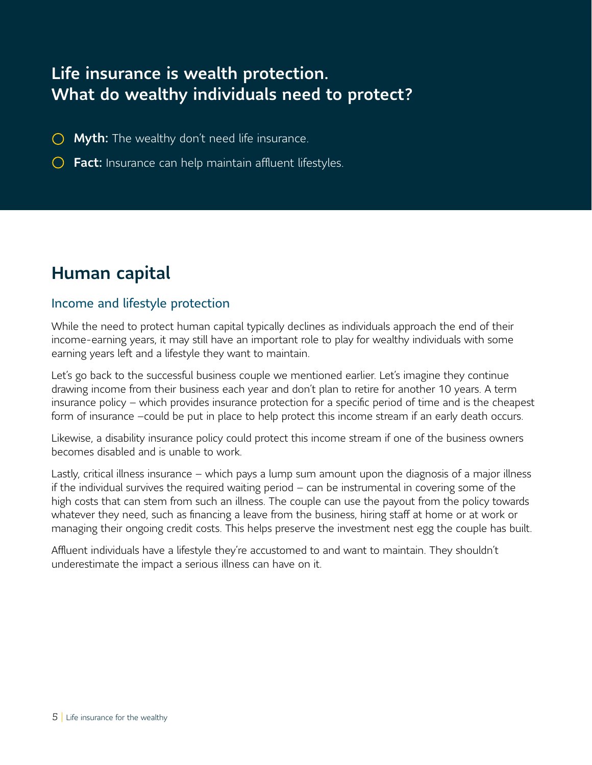## Life insurance is wealth protection. What do wealthy individuals need to protect?

- **Myth:** The wealthy don't need life insurance.
- **Fact:** Insurance can help maintain affluent lifestyles.

# Human capital

### Income and lifestyle protection

While the need to protect human capital typically declines as individuals approach the end of their income-earning years, it may still have an important role to play for wealthy individuals with some earning years left and a lifestyle they want to maintain.

Let's go back to the successful business couple we mentioned earlier. Let's imagine they continue drawing income from their business each year and don't plan to retire for another 10 years. A term insurance policy – which provides insurance protection for a specific period of time and is the cheapest form of insurance –could be put in place to help protect this income stream if an early death occurs.

Likewise, a disability insurance policy could protect this income stream if one of the business owners becomes disabled and is unable to work.

Lastly, critical illness insurance – which pays a lump sum amount upon the diagnosis of a major illness if the individual survives the required waiting period – can be instrumental in covering some of the high costs that can stem from such an illness. The couple can use the payout from the policy towards whatever they need, such as financing a leave from the business, hiring staff at home or at work or managing their ongoing credit costs. This helps preserve the investment nest egg the couple has built.

Affluent individuals have a lifestyle they're accustomed to and want to maintain. They shouldn't underestimate the impact a serious illness can have on it.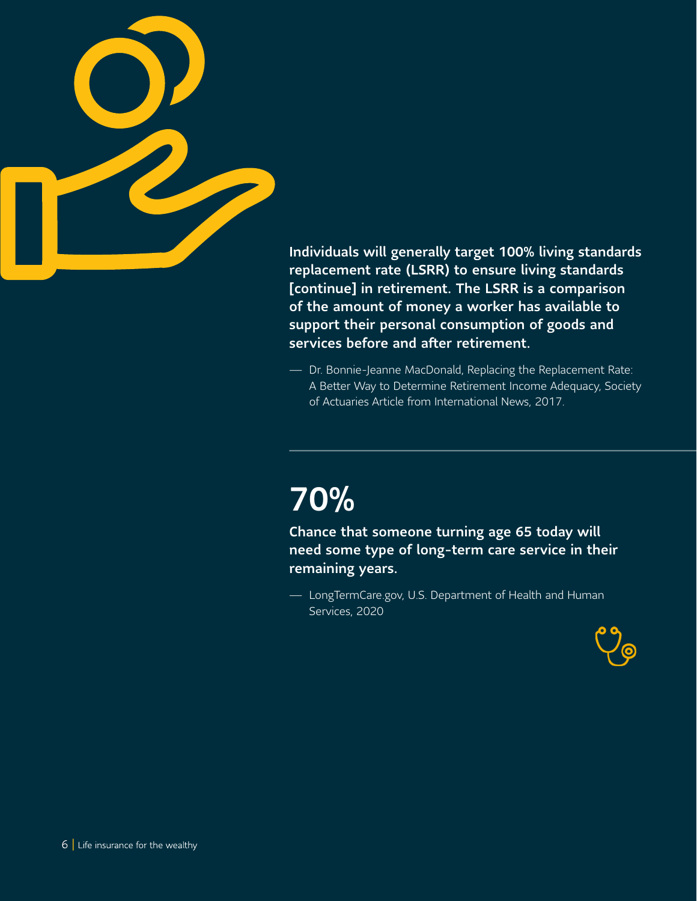**Individuals will generally target 100% living standards replacement rate (LSRR) to ensure living standards [continue] in retirement. The LSRR is a comparison of the amount of money a worker has available to support their personal consumption of goods and services before and after retirement.**

— Dr. Bonnie-Jeanne MacDonald, Replacing the Replacement Rate: A Better Way to Determine Retirement Income Adequacy, Society of Actuaries Article from International News, 2017.

---

# 70%

**Chance that someone turning age 65 today will need some type of long-term care service in their remaining years.**

— LongTermCare.gov, U.S. Department of Health and Human Services, 2020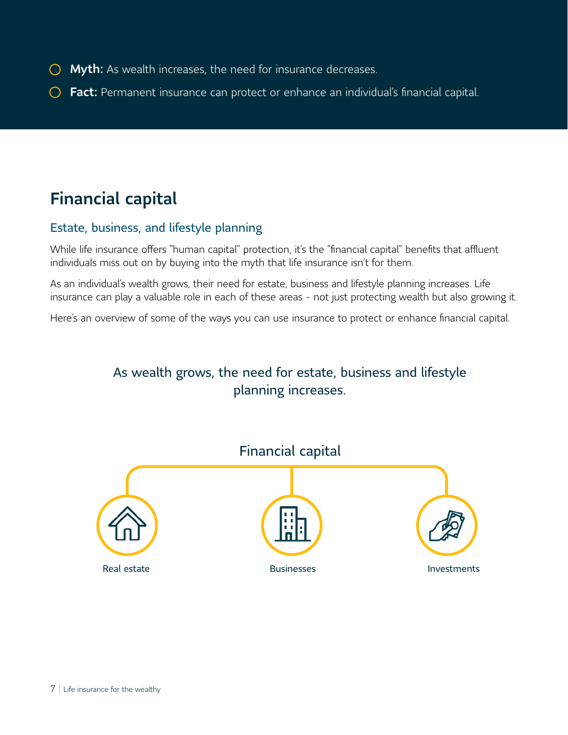- **Myth:** As wealth increases, the need for insurance decreases.
- **Fact:** Permanent insurance can protect or enhance an individual's financial capital.

## Financial capital

### Estate, business, and lifestyle planning

While life insurance offers "human capital" protection, it's the "financial capital" benefits that affluent individuals miss out on by buying into the myth that life insurance isn't for them.

As an individual's wealth grows, their need for estate, business and lifestyle planning increases. Life insurance can play a valuable role in each of these areas - not just protecting wealth but also growing it.

Here's an overview of some of the ways you can use insurance to protect or enhance financial capital.

As wealth grows, the need for estate, business and lifestyle planning increases.

Financial capital

Real estate

Businesses

Investments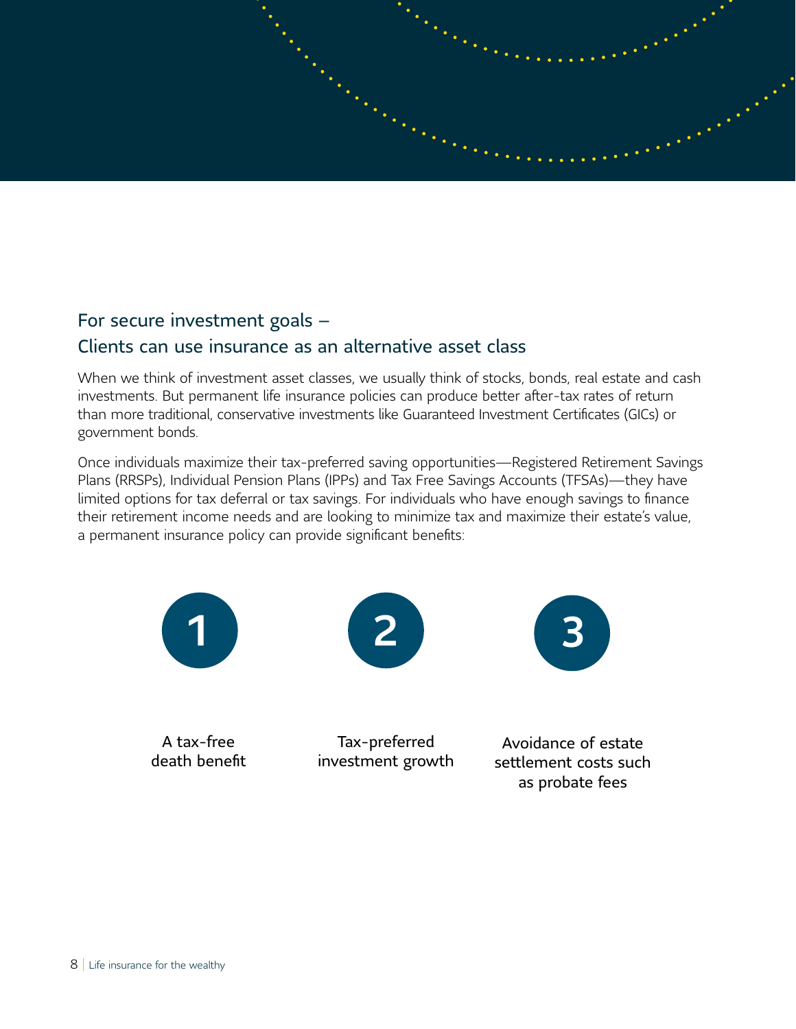## For secure investment goals – Clients can use insurance as an alternative asset class

When we think of investment asset classes, we usually think of stocks, bonds, real estate and cash investments. But permanent life insurance policies can produce better after-tax rates of return than more traditional, conservative investments like Guaranteed Investment Certificates (GICs) or government bonds.

Once individuals maximize their tax-preferred saving opportunities—Registered Retirement Savings Plans (RRSPs), Individual Pension Plans (IPPs) and Tax Free Savings Accounts (TFSAs)—they have limited options for tax deferral or tax savings. For individuals who have enough savings to finance their retirement income needs and are looking to minimize tax and maximize their estate's value, a permanent insurance policy can provide significant benefits:

1. A tax-free death benefit
2. Tax-preferred investment growth
3. Avoidance of estate settlement costs such as probate fees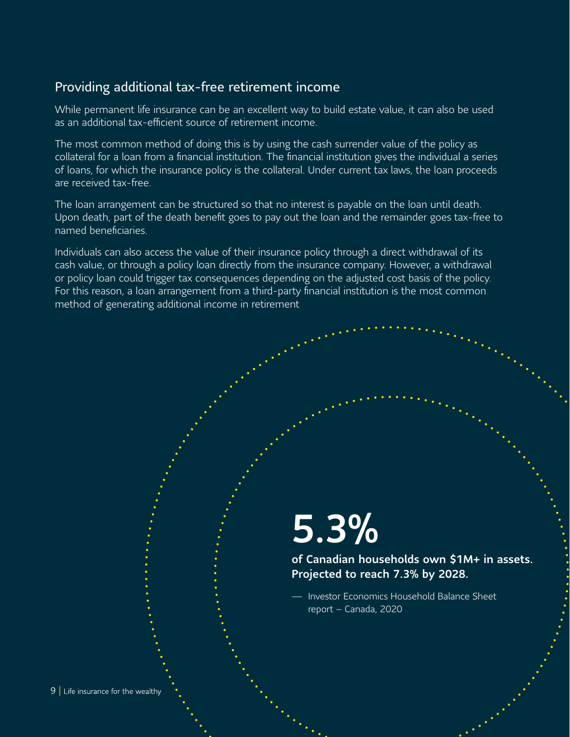## Providing additional tax-free retirement income

While permanent life insurance can be an excellent way to build estate value, it can also be used as an additional tax-efficient source of retirement income.

The most common method of doing this is by using the cash surrender value of the policy as collateral for a loan from a financial institution. The financial institution gives the individual a series of loans, for which the insurance policy is the collateral. Under current tax laws, the loan proceeds are received tax-free.

The loan arrangement can be structured so that no interest is payable on the loan until death. Upon death, part of the death benefit goes to pay out the loan and the remainder goes tax-free to named beneficiaries.

Individuals can also access the value of their insurance policy through a direct withdrawal of its cash value, or through a policy loan directly from the insurance company. However, a withdrawal or policy loan could trigger tax consequences depending on the adjusted cost basis of the policy. For this reason, a loan arrangement from a third-party financial institution is the most common method of generating additional income in retirement

# 5.3%

**of Canadian households own $1M+ in assets. Projected to reach 7.3% by 2028.**

— Investor Economics Household Balance Sheet report – Canada, 2020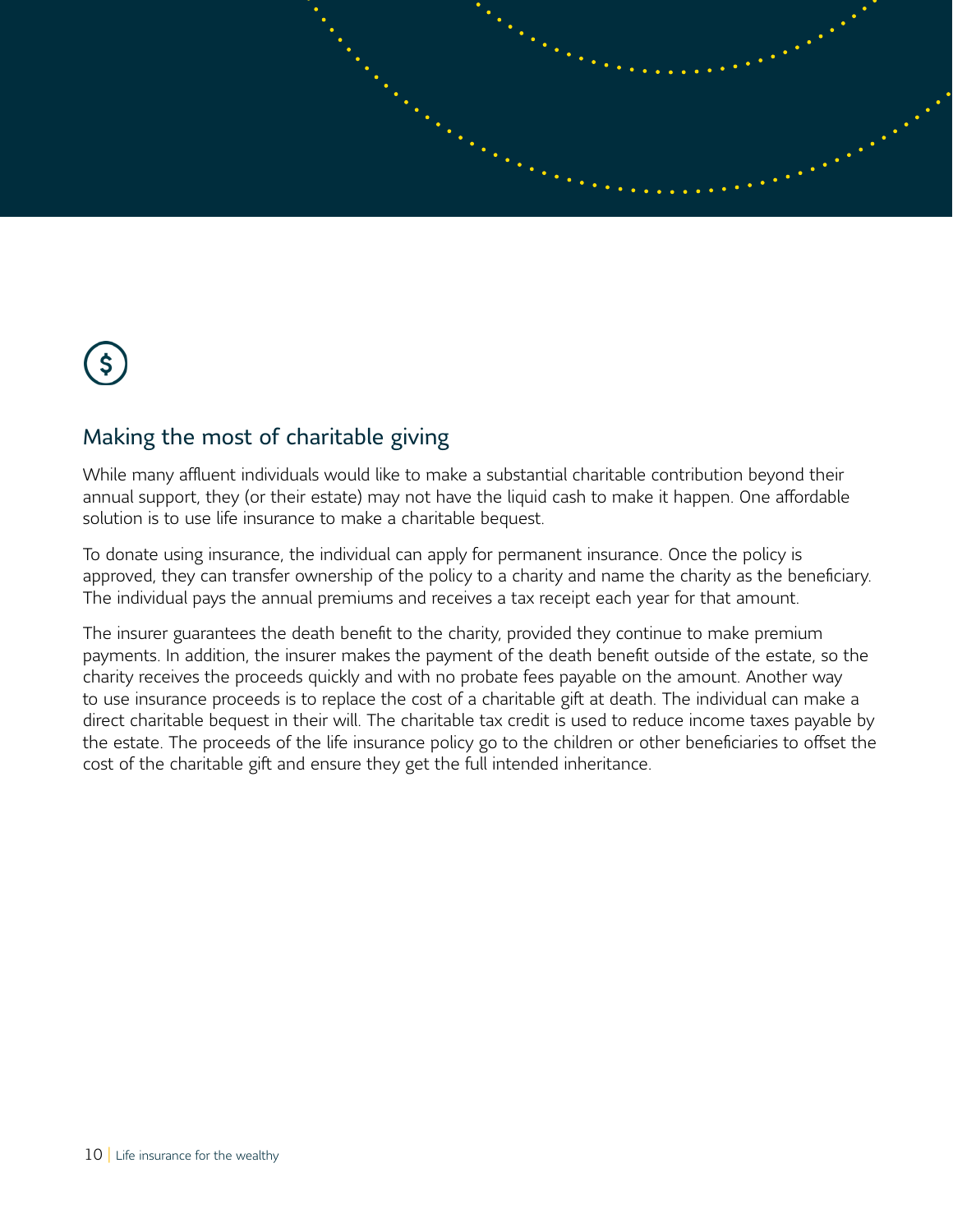## Making the most of charitable giving

While many affluent individuals would like to make a substantial charitable contribution beyond their annual support, they (or their estate) may not have the liquid cash to make it happen. One affordable solution is to use life insurance to make a charitable bequest.

To donate using insurance, the individual can apply for permanent insurance. Once the policy is approved, they can transfer ownership of the policy to a charity and name the charity as the beneficiary. The individual pays the annual premiums and receives a tax receipt each year for that amount.

The insurer guarantees the death benefit to the charity, provided they continue to make premium payments. In addition, the insurer makes the payment of the death benefit outside of the estate, so the charity receives the proceeds quickly and with no probate fees payable on the amount. Another way to use insurance proceeds is to replace the cost of a charitable gift at death. The individual can make a direct charitable bequest in their will. The charitable tax credit is used to reduce income taxes payable by the estate. The proceeds of the life insurance policy go to the children or other beneficiaries to offset the cost of the charitable gift and ensure they get the full intended inheritance.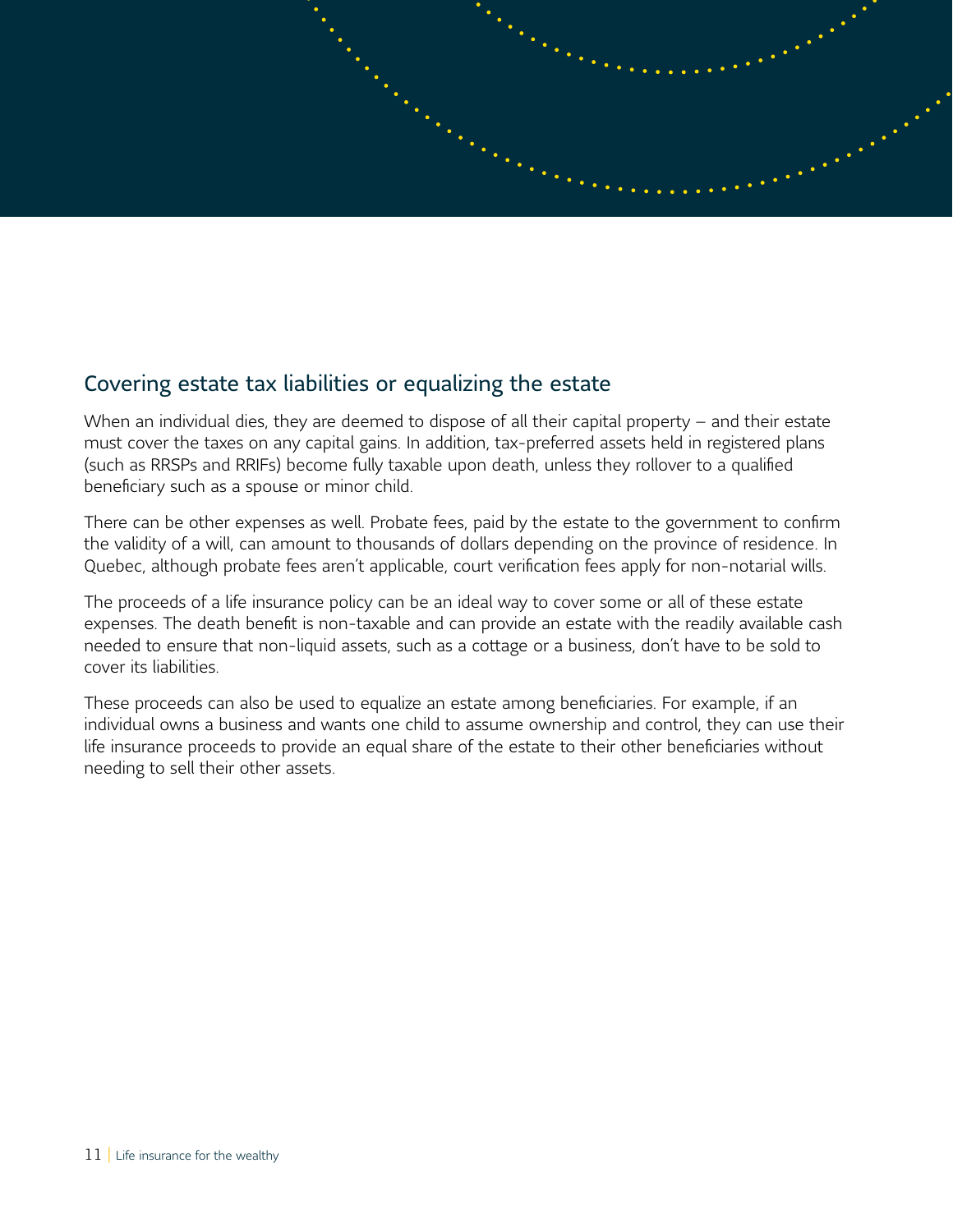## Covering estate tax liabilities or equalizing the estate

When an individual dies, they are deemed to dispose of all their capital property – and their estate must cover the taxes on any capital gains. In addition, tax-preferred assets held in registered plans (such as RRSPs and RRIFs) become fully taxable upon death, unless they rollover to a qualified beneficiary such as a spouse or minor child.

There can be other expenses as well. Probate fees, paid by the estate to the government to confirm the validity of a will, can amount to thousands of dollars depending on the province of residence. In Quebec, although probate fees aren't applicable, court verification fees apply for non-notarial wills.

The proceeds of a life insurance policy can be an ideal way to cover some or all of these estate expenses. The death benefit is non-taxable and can provide an estate with the readily available cash needed to ensure that non-liquid assets, such as a cottage or a business, don't have to be sold to cover its liabilities.

These proceeds can also be used to equalize an estate among beneficiaries. For example, if an individual owns a business and wants one child to assume ownership and control, they can use their life insurance proceeds to provide an equal share of the estate to their other beneficiaries without needing to sell their other assets.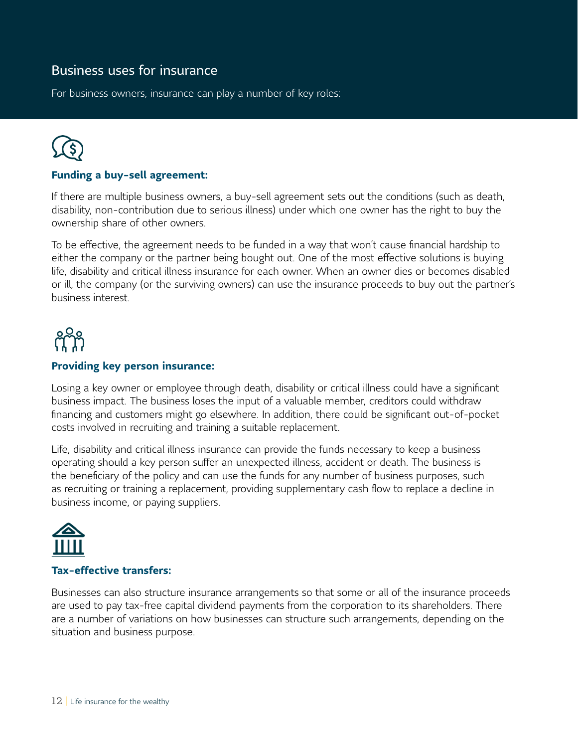## Business uses for insurance

For business owners, insurance can play a number of key roles:

### Funding a buy-sell agreement:

If there are multiple business owners, a buy-sell agreement sets out the conditions (such as death, disability, non-contribution due to serious illness) under which one owner has the right to buy the ownership share of other owners.

To be effective, the agreement needs to be funded in a way that won't cause financial hardship to either the company or the partner being bought out. One of the most effective solutions is buying life, disability and critical illness insurance for each owner. When an owner dies or becomes disabled or ill, the company (or the surviving owners) can use the insurance proceeds to buy out the partner's business interest.

### Providing key person insurance:

Losing a key owner or employee through death, disability or critical illness could have a significant business impact. The business loses the input of a valuable member, creditors could withdraw financing and customers might go elsewhere. In addition, there could be significant out-of-pocket costs involved in recruiting and training a suitable replacement.

Life, disability and critical illness insurance can provide the funds necessary to keep a business operating should a key person suffer an unexpected illness, accident or death. The business is the beneficiary of the policy and can use the funds for any number of business purposes, such as recruiting or training a replacement, providing supplementary cash flow to replace a decline in business income, or paying suppliers.

### Tax-effective transfers:

Businesses can also structure insurance arrangements so that some or all of the insurance proceeds are used to pay tax-free capital dividend payments from the corporation to its shareholders. There are a number of variations on how businesses can structure such arrangements, depending on the situation and business purpose.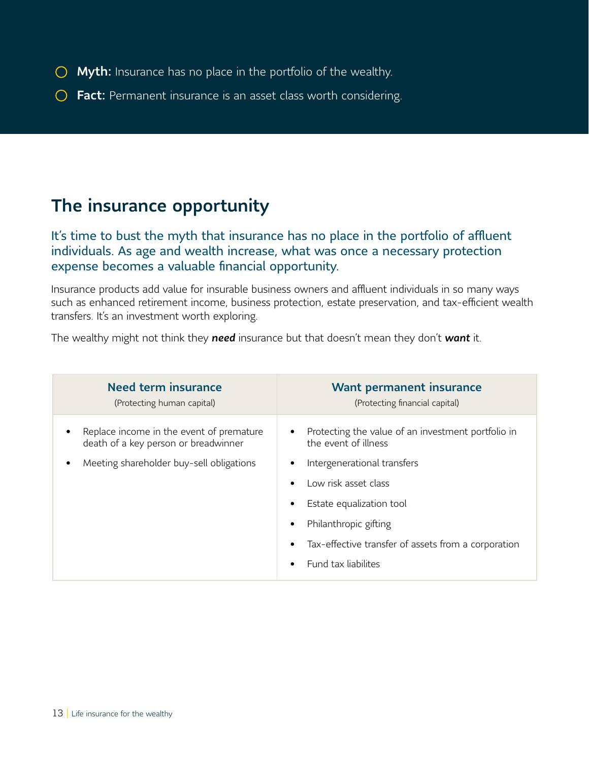- **Myth:** Insurance has no place in the portfolio of the wealthy.
- **Fact:** Permanent insurance is an asset class worth considering.

## The insurance opportunity

### It's time to bust the myth that insurance has no place in the portfolio of affluent individuals. As age and wealth increase, what was once a necessary protection expense becomes a valuable financial opportunity.

Insurance products add value for insurable business owners and affluent individuals in so many ways such as enhanced retirement income, business protection, estate preservation, and tax-efficient wealth transfers. It's an investment worth exploring.

The wealthy might not think they ***need*** insurance but that doesn't mean they don't ***want*** it.

| **Need term insurance** (Protecting human capital) | **Want permanent insurance** (Protecting financial capital) |
| --- | --- |
| • Replace income in the event of premature death of a key person or breadwinner<br>• Meeting shareholder buy-sell obligations | • Protecting the value of an investment portfolio in the event of illness<br>• Intergenerational transfers<br>• Low risk asset class<br>• Estate equalization tool<br>• Philanthropic gifting<br>• Tax-effective transfer of assets from a corporation<br>• Fund tax liabilites |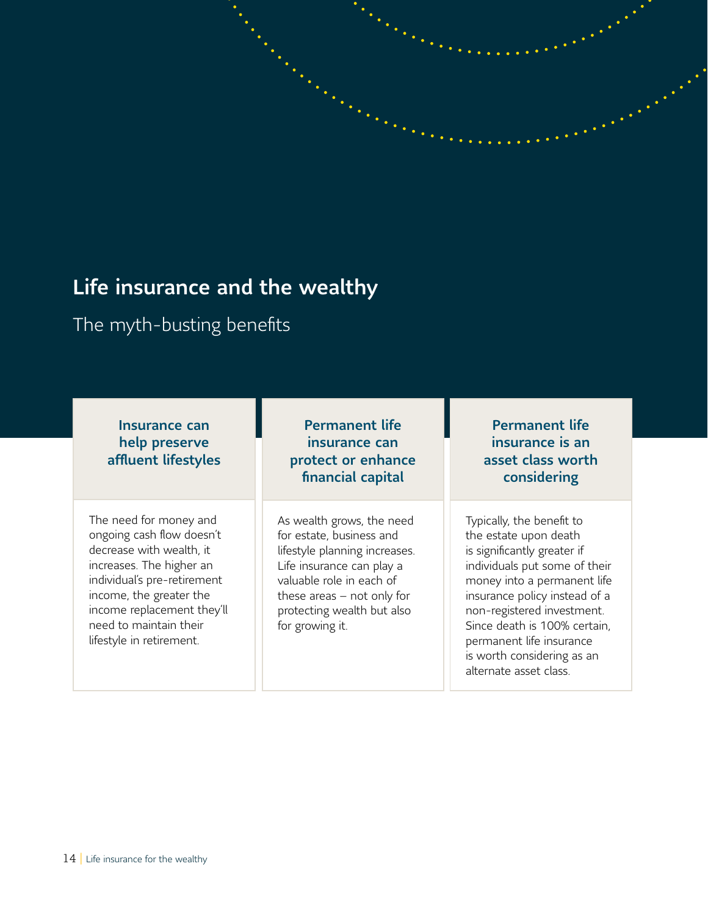# Life insurance and the wealthy

The myth-busting benefits

### Insurance can help preserve affluent lifestyles

The need for money and ongoing cash flow doesn't decrease with wealth, it increases. The higher an individual's pre-retirement income, the greater the income replacement they'll need to maintain their lifestyle in retirement.

### Permanent life insurance can protect or enhance financial capital

As wealth grows, the need for estate, business and lifestyle planning increases. Life insurance can play a valuable role in each of these areas – not only for protecting wealth but also for growing it.

### Permanent life insurance is an asset class worth considering

Typically, the benefit to the estate upon death is significantly greater if individuals put some of their money into a permanent life insurance policy instead of a non-registered investment. Since death is 100% certain, permanent life insurance is worth considering as an alternate asset class.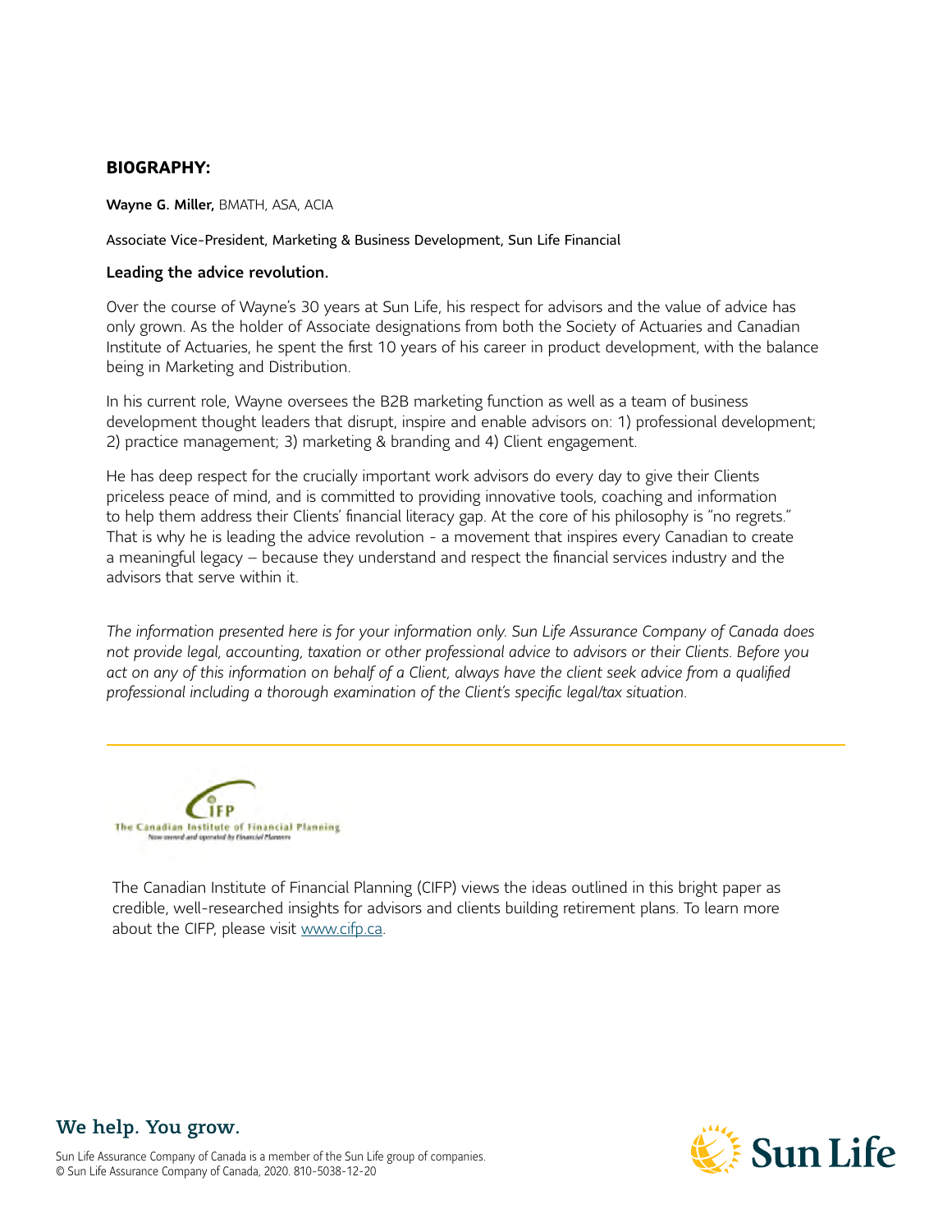## BIOGRAPHY:

**Wayne G. Miller,** BMATH, ASA, ACIA

Associate Vice-President, Marketing & Business Development, Sun Life Financial

**Leading the advice revolution.**

Over the course of Wayne's 30 years at Sun Life, his respect for advisors and the value of advice has only grown. As the holder of Associate designations from both the Society of Actuaries and Canadian Institute of Actuaries, he spent the first 10 years of his career in product development, with the balance being in Marketing and Distribution.

In his current role, Wayne oversees the B2B marketing function as well as a team of business development thought leaders that disrupt, inspire and enable advisors on: 1) professional development; 2) practice management; 3) marketing & branding and 4) Client engagement.

He has deep respect for the crucially important work advisors do every day to give their Clients priceless peace of mind, and is committed to providing innovative tools, coaching and information to help them address their Clients' financial literacy gap. At the core of his philosophy is "no regrets." That is why he is leading the advice revolution - a movement that inspires every Canadian to create a meaningful legacy – because they understand and respect the financial services industry and the advisors that serve within it.

*The information presented here is for your information only. Sun Life Assurance Company of Canada does not provide legal, accounting, taxation or other professional advice to advisors or their Clients. Before you act on any of this information on behalf of a Client, always have the client seek advice from a qualified professional including a thorough examination of the Client's specific legal/tax situation.*

---

CIFP
The Canadian Institute of Financial Planning
Now owned and operated by Financial Planners

The Canadian Institute of Financial Planning (CIFP) views the ideas outlined in this bright paper as credible, well-researched insights for advisors and clients building retirement plans. To learn more about the CIFP, please visit www.cifp.ca.

**We help. You grow.**

Sun Life Assurance Company of Canada is a member of the Sun Life group of companies.
© Sun Life Assurance Company of Canada, 2020. 810-5038-12-20

Sun Life